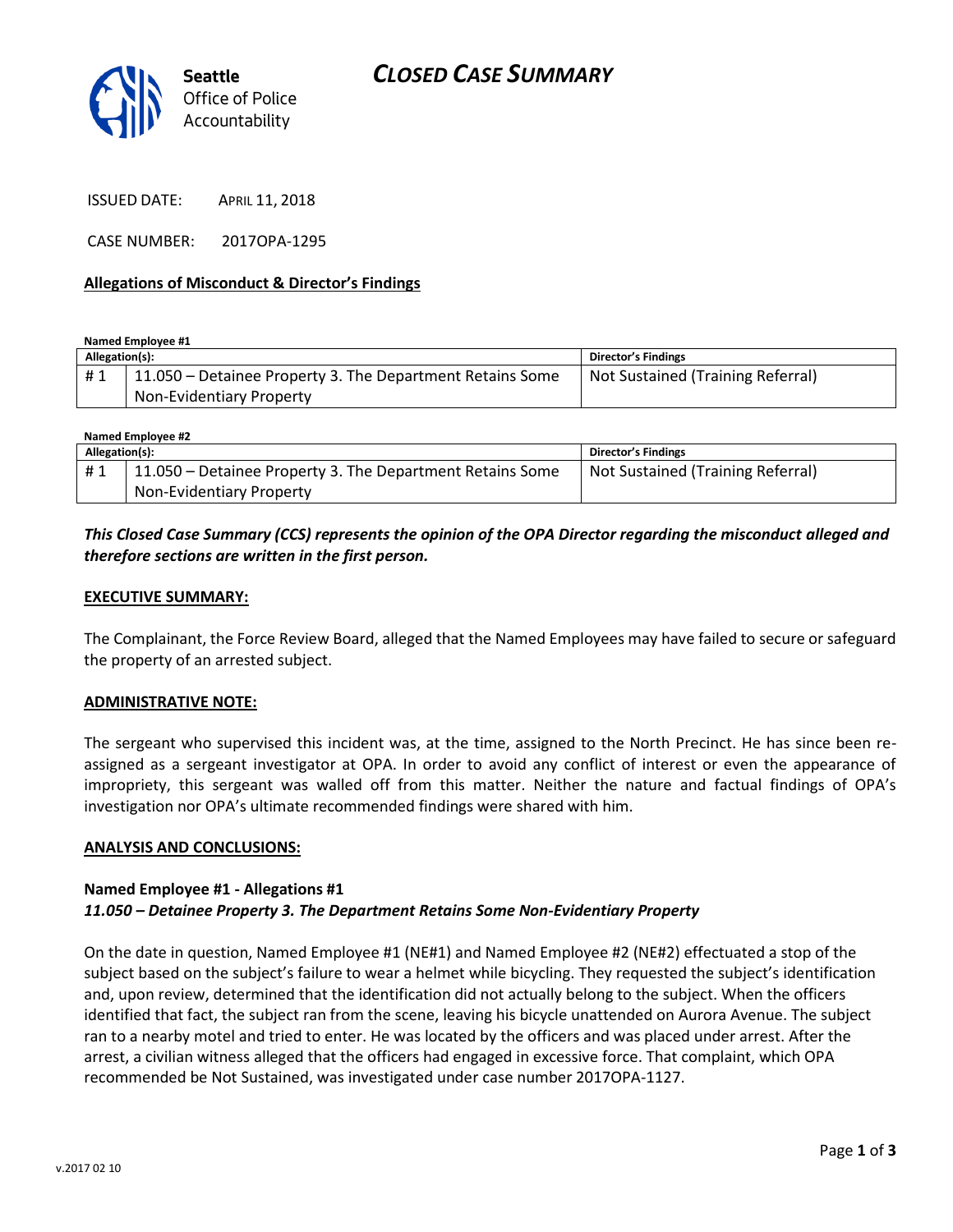**Seattle** Office of Police Accountability

# *CLOSED CASE SUMMARY*

ISSUED DATE: APRIL 11, 2018

CASE NUMBER: 2017OPA-1295

### **Allegations of Misconduct & Director's Findings**

**Named Employee #1**

| Allegation(s): | | Director's Findings |
|---|---|---|
| # 1 | 11.050 – Detainee Property 3. The Department Retains Some Non-Evidentiary Property | Not Sustained (Training Referral) |

**Named Employee #2**

| Allegation(s): | | Director's Findings |
|---|---|---|
| # 1 | 11.050 – Detainee Property 3. The Department Retains Some Non-Evidentiary Property | Not Sustained (Training Referral) |

***This Closed Case Summary (CCS) represents the opinion of the OPA Director regarding the misconduct alleged and therefore sections are written in the first person.***

### **EXECUTIVE SUMMARY:**

The Complainant, the Force Review Board, alleged that the Named Employees may have failed to secure or safeguard the property of an arrested subject.

### **ADMINISTRATIVE NOTE:**

The sergeant who supervised this incident was, at the time, assigned to the North Precinct. He has since been re-assigned as a sergeant investigator at OPA. In order to avoid any conflict of interest or even the appearance of impropriety, this sergeant was walled off from this matter. Neither the nature and factual findings of OPA's investigation nor OPA's ultimate recommended findings were shared with him.

### **ANALYSIS AND CONCLUSIONS:**

**Named Employee #1 - Allegations #1**
***11.050 – Detainee Property 3. The Department Retains Some Non-Evidentiary Property***

On the date in question, Named Employee #1 (NE#1) and Named Employee #2 (NE#2) effectuated a stop of the subject based on the subject's failure to wear a helmet while bicycling. They requested the subject's identification and, upon review, determined that the identification did not actually belong to the subject. When the officers identified that fact, the subject ran from the scene, leaving his bicycle unattended on Aurora Avenue. The subject ran to a nearby motel and tried to enter. He was located by the officers and was placed under arrest. After the arrest, a civilian witness alleged that the officers had engaged in excessive force. That complaint, which OPA recommended be Not Sustained, was investigated under case number 2017OPA-1127.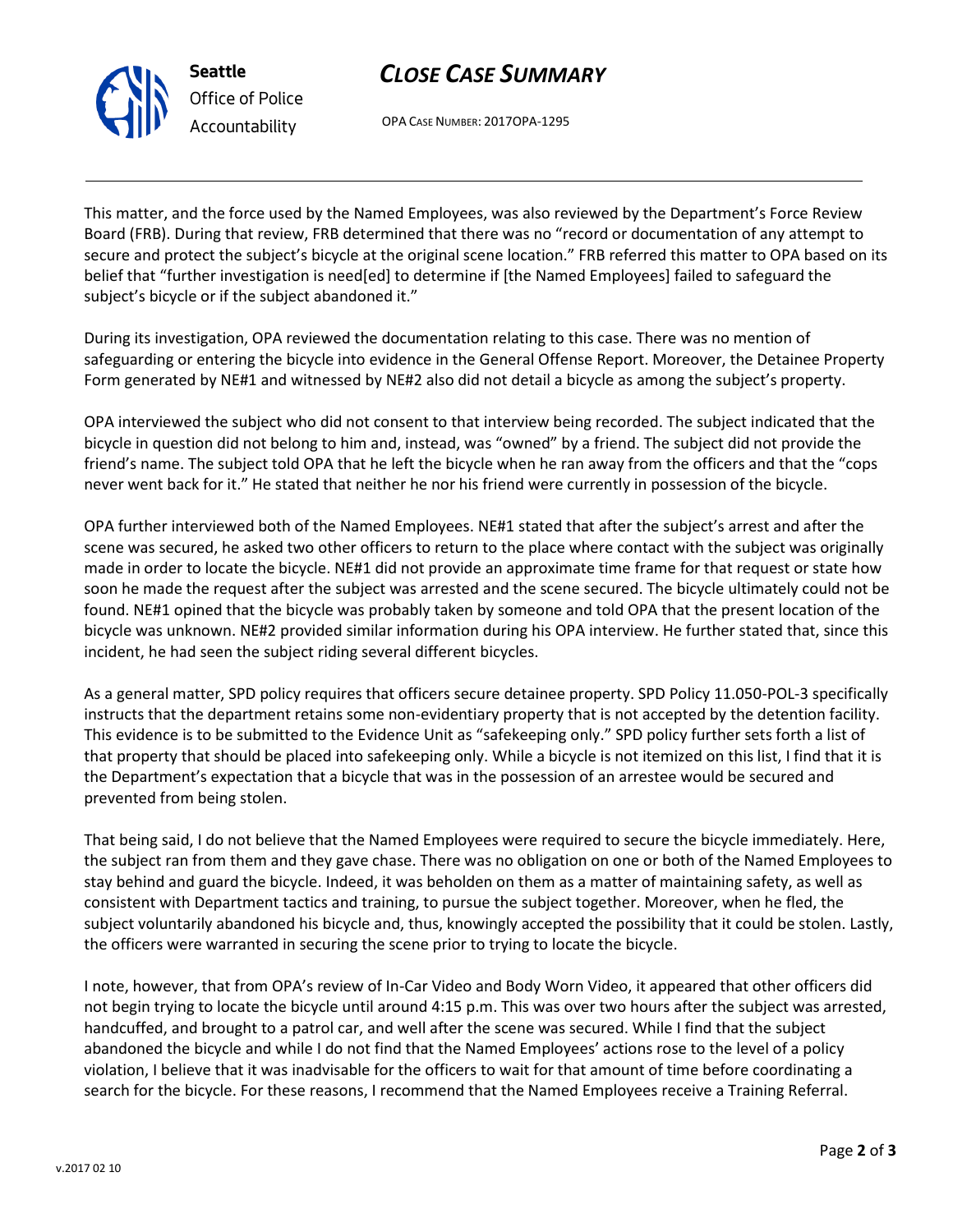This matter, and the force used by the Named Employees, was also reviewed by the Department's Force Review Board (FRB). During that review, FRB determined that there was no "record or documentation of any attempt to secure and protect the subject's bicycle at the original scene location." FRB referred this matter to OPA based on its belief that "further investigation is need[ed] to determine if [the Named Employees] failed to safeguard the subject's bicycle or if the subject abandoned it."

During its investigation, OPA reviewed the documentation relating to this case. There was no mention of safeguarding or entering the bicycle into evidence in the General Offense Report. Moreover, the Detainee Property Form generated by NE#1 and witnessed by NE#2 also did not detail a bicycle as among the subject's property.

OPA interviewed the subject who did not consent to that interview being recorded. The subject indicated that the bicycle in question did not belong to him and, instead, was "owned" by a friend. The subject did not provide the friend's name. The subject told OPA that he left the bicycle when he ran away from the officers and that the "cops never went back for it." He stated that neither he nor his friend were currently in possession of the bicycle.

OPA further interviewed both of the Named Employees. NE#1 stated that after the subject's arrest and after the scene was secured, he asked two other officers to return to the place where contact with the subject was originally made in order to locate the bicycle. NE#1 did not provide an approximate time frame for that request or state how soon he made the request after the subject was arrested and the scene secured. The bicycle ultimately could not be found. NE#1 opined that the bicycle was probably taken by someone and told OPA that the present location of the bicycle was unknown. NE#2 provided similar information during his OPA interview. He further stated that, since this incident, he had seen the subject riding several different bicycles.

As a general matter, SPD policy requires that officers secure detainee property. SPD Policy 11.050-POL-3 specifically instructs that the department retains some non-evidentiary property that is not accepted by the detention facility. This evidence is to be submitted to the Evidence Unit as "safekeeping only." SPD policy further sets forth a list of that property that should be placed into safekeeping only. While a bicycle is not itemized on this list, I find that it is the Department's expectation that a bicycle that was in the possession of an arrestee would be secured and prevented from being stolen.

That being said, I do not believe that the Named Employees were required to secure the bicycle immediately. Here, the subject ran from them and they gave chase. There was no obligation on one or both of the Named Employees to stay behind and guard the bicycle. Indeed, it was beholden on them as a matter of maintaining safety, as well as consistent with Department tactics and training, to pursue the subject together. Moreover, when he fled, the subject voluntarily abandoned his bicycle and, thus, knowingly accepted the possibility that it could be stolen. Lastly, the officers were warranted in securing the scene prior to trying to locate the bicycle.

I note, however, that from OPA's review of In-Car Video and Body Worn Video, it appeared that other officers did not begin trying to locate the bicycle until around 4:15 p.m. This was over two hours after the subject was arrested, handcuffed, and brought to a patrol car, and well after the scene was secured. While I find that the subject abandoned the bicycle and while I do not find that the Named Employees' actions rose to the level of a policy violation, I believe that it was inadvisable for the officers to wait for that amount of time before coordinating a search for the bicycle. For these reasons, I recommend that the Named Employees receive a Training Referral.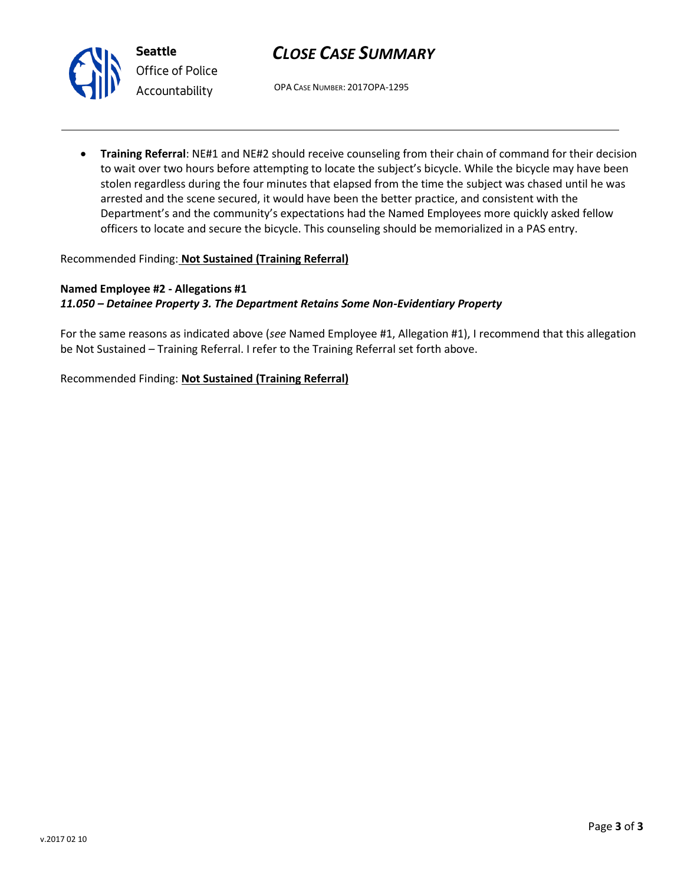- **Training Referral**: NE#1 and NE#2 should receive counseling from their chain of command for their decision to wait over two hours before attempting to locate the subject's bicycle. While the bicycle may have been stolen regardless during the four minutes that elapsed from the time the subject was chased until he was arrested and the scene secured, it would have been the better practice, and consistent with the Department's and the community's expectations had the Named Employees more quickly asked fellow officers to locate and secure the bicycle. This counseling should be memorialized in a PAS entry.

Recommended Finding: **Not Sustained (Training Referral)**

**Named Employee #2 - Allegations #1**
***11.050 – Detainee Property 3. The Department Retains Some Non-Evidentiary Property***

For the same reasons as indicated above (*see* Named Employee #1, Allegation #1), I recommend that this allegation be Not Sustained – Training Referral. I refer to the Training Referral set forth above.

Recommended Finding: **Not Sustained (Training Referral)**